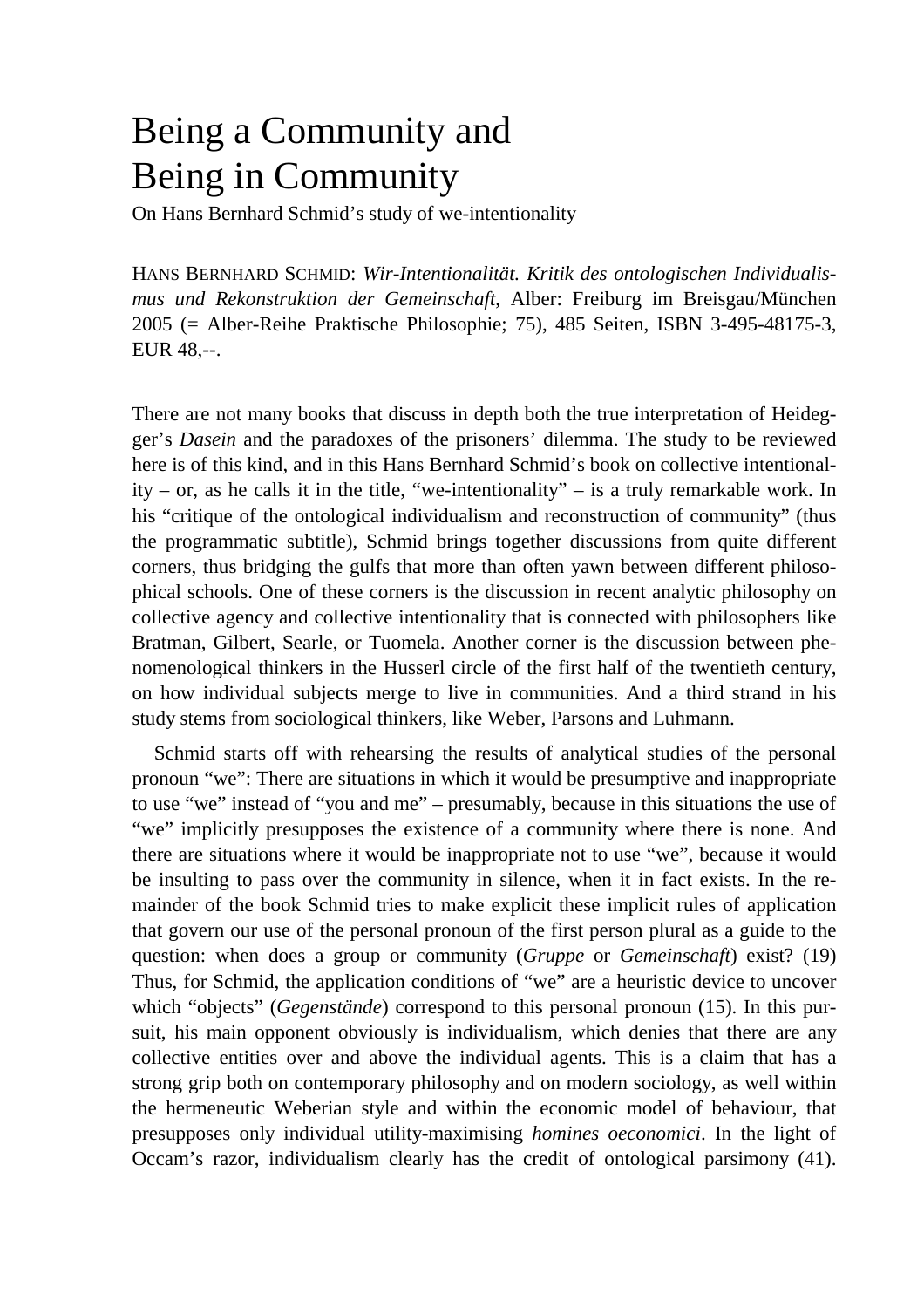# Being a Community and Being in Community

On Hans Bernhard Schmid's study of we-intentionality

HANS BERNHARD SCHMID: *Wir-Intentionalität. Kritik des ontologischen Individualismus und Rekonstruktion der Gemeinschaft*, Alber: Freiburg im Breisgau/München 2005 (= Alber-Reihe Praktische Philosophie; 75), 485 Seiten, ISBN 3-495-48175-3, EUR 48,--.

There are not many books that discuss in depth both the true interpretation of Heidegger's *Dasein* and the paradoxes of the prisoners' dilemma. The study to be reviewed here is of this kind, and in this Hans Bernhard Schmid's book on collective intentionality – or, as he calls it in the title, "we-intentionality" – is a truly remarkable work. In his "critique of the ontological individualism and reconstruction of community" (thus the programmatic subtitle), Schmid brings together discussions from quite different corners, thus bridging the gulfs that more than often yawn between different philosophical schools. One of these corners is the discussion in recent analytic philosophy on collective agency and collective intentionality that is connected with philosophers like Bratman, Gilbert, Searle, or Tuomela. Another corner is the discussion between phenomenological thinkers in the Husserl circle of the first half of the twentieth century, on how individual subjects merge to live in communities. And a third strand in his study stems from sociological thinkers, like Weber, Parsons and Luhmann.

Schmid starts off with rehearsing the results of analytical studies of the personal pronoun "we": There are situations in which it would be presumptive and inappropriate to use "we" instead of "you and me" – presumably, because in this situations the use of "we" implicitly presupposes the existence of a community where there is none. And there are situations where it would be inappropriate not to use "we", because it would be insulting to pass over the community in silence, when it in fact exists. In the remainder of the book Schmid tries to make explicit these implicit rules of application that govern our use of the personal pronoun of the first person plural as a guide to the question: when does a group or community (*Gruppe* or *Gemeinschaft*) exist? (19) Thus, for Schmid, the application conditions of "we" are a heuristic device to uncover which "objects" (*Gegenstände*) correspond to this personal pronoun (15). In this pursuit, his main opponent obviously is individualism, which denies that there are any collective entities over and above the individual agents. This is a claim that has a strong grip both on contemporary philosophy and on modern sociology, as well within the hermeneutic Weberian style and within the economic model of behaviour, that presupposes only individual utility-maximising *homines oeconomici*. In the light of Occam's razor, individualism clearly has the credit of ontological parsimony (41).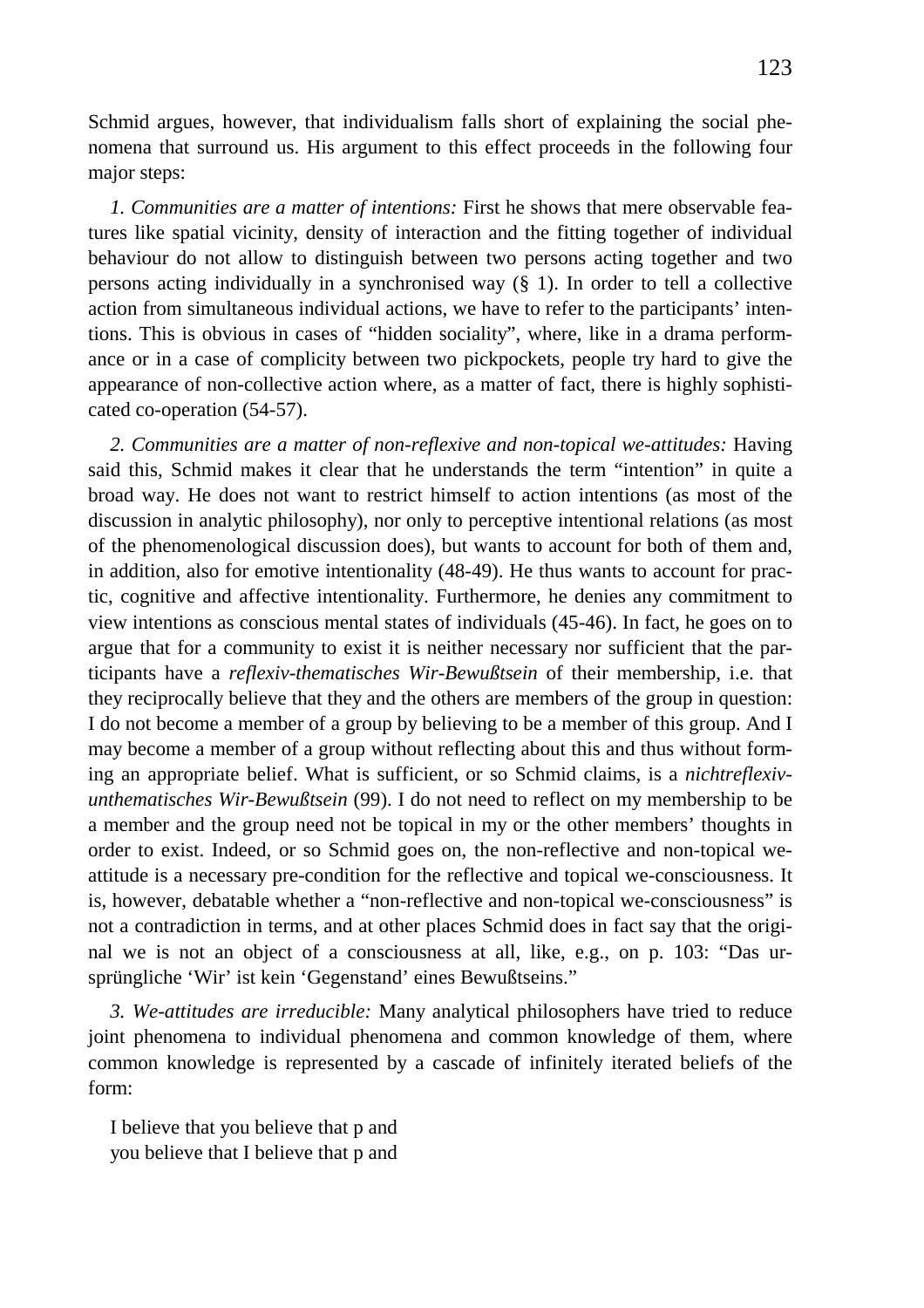Schmid argues, however, that individualism falls short of explaining the social phenomena that surround us. His argument to this effect proceeds in the following four major steps:

*1. Communities are a matter of intentions:* First he shows that mere observable features like spatial vicinity, density of interaction and the fitting together of individual behaviour do not allow to distinguish between two persons acting together and two persons acting individually in a synchronised way (§ 1). In order to tell a collective action from simultaneous individual actions, we have to refer to the participants' intentions. This is obvious in cases of "hidden sociality", where, like in a drama performance or in a case of complicity between two pickpockets, people try hard to give the appearance of non-collective action where, as a matter of fact, there is highly sophisticated co-operation (54-57).

*2. Communities are a matter of non-reflexive and non-topical we-attitudes:* Having said this, Schmid makes it clear that he understands the term "intention" in quite a broad way. He does not want to restrict himself to action intentions (as most of the discussion in analytic philosophy), nor only to perceptive intentional relations (as most of the phenomenological discussion does), but wants to account for both of them and, in addition, also for emotive intentionality (48-49). He thus wants to account for practic, cognitive and affective intentionality. Furthermore, he denies any commitment to view intentions as conscious mental states of individuals (45-46). In fact, he goes on to argue that for a community to exist it is neither necessary nor sufficient that the participants have a *reflexiv-thematisches Wir-Bewußtsein* of their membership, i.e. that they reciprocally believe that they and the others are members of the group in question: I do not become a member of a group by believing to be a member of this group. And I may become a member of a group without reflecting about this and thus without forming an appropriate belief. What is sufficient, or so Schmid claims, is a *nichtreflexiv-unthematisches Wir-Bewußtsein* (99). I do not need to reflect on my membership to be a member and the group need not be topical in my or the other members' thoughts in order to exist. Indeed, or so Schmid goes on, the non-reflective and non-topical we-attitude is a necessary pre-condition for the reflective and topical we-consciousness. It is, however, debatable whether a "non-reflective and non-topical we-consciousness" is not a contradiction in terms, and at other places Schmid does in fact say that the original we is not an object of a consciousness at all, like, e.g., on p. 103: "Das ursprüngliche 'Wir' ist kein 'Gegenstand' eines Bewußtseins."

*3. We-attitudes are irreducible:* Many analytical philosophers have tried to reduce joint phenomena to individual phenomena and common knowledge of them, where common knowledge is represented by a cascade of infinitely iterated beliefs of the form:

I believe that you believe that p and
you believe that I believe that p and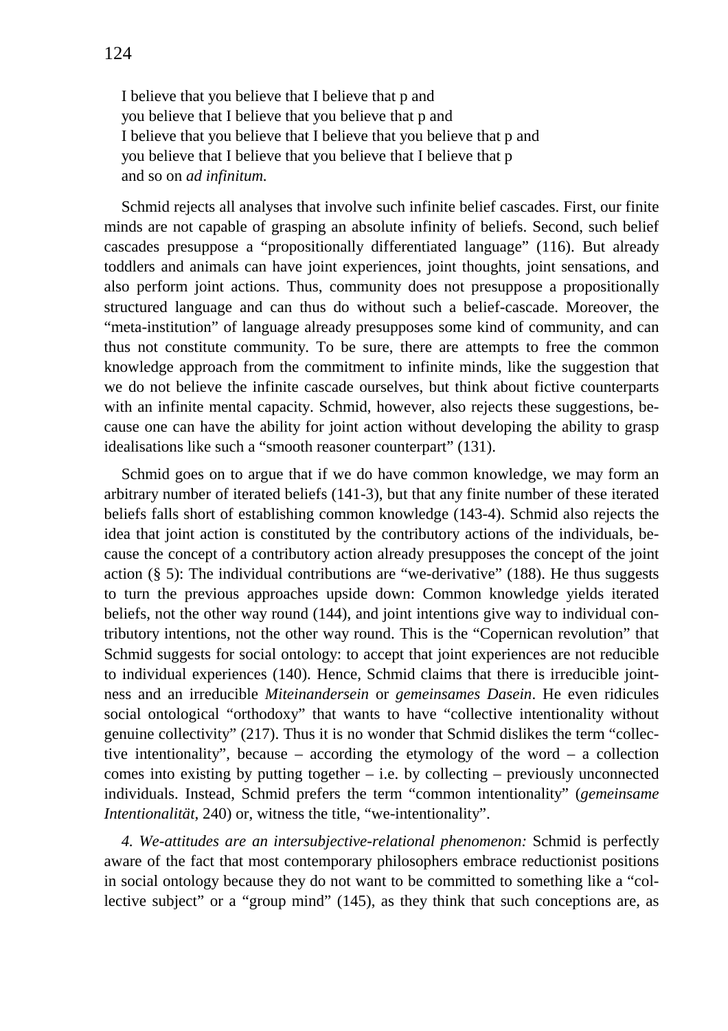I believe that you believe that I believe that p and
you believe that I believe that you believe that p and
I believe that you believe that I believe that you believe that p and
you believe that I believe that you believe that I believe that p
and so on *ad infinitum.*

Schmid rejects all analyses that involve such infinite belief cascades. First, our finite minds are not capable of grasping an absolute infinity of beliefs. Second, such belief cascades presuppose a "propositionally differentiated language" (116). But already toddlers and animals can have joint experiences, joint thoughts, joint sensations, and also perform joint actions. Thus, community does not presuppose a propositionally structured language and can thus do without such a belief-cascade. Moreover, the "meta-institution" of language already presupposes some kind of community, and can thus not constitute community. To be sure, there are attempts to free the common knowledge approach from the commitment to infinite minds, like the suggestion that we do not believe the infinite cascade ourselves, but think about fictive counterparts with an infinite mental capacity. Schmid, however, also rejects these suggestions, because one can have the ability for joint action without developing the ability to grasp idealisations like such a "smooth reasoner counterpart" (131).

Schmid goes on to argue that if we do have common knowledge, we may form an arbitrary number of iterated beliefs (141-3), but that any finite number of these iterated beliefs falls short of establishing common knowledge (143-4). Schmid also rejects the idea that joint action is constituted by the contributory actions of the individuals, because the concept of a contributory action already presupposes the concept of the joint action (§ 5): The individual contributions are "we-derivative" (188). He thus suggests to turn the previous approaches upside down: Common knowledge yields iterated beliefs, not the other way round (144), and joint intentions give way to individual contributory intentions, not the other way round. This is the "Copernican revolution" that Schmid suggests for social ontology: to accept that joint experiences are not reducible to individual experiences (140). Hence, Schmid claims that there is irreducible jointness and an irreducible *Miteinandersein* or *gemeinsames Dasein*. He even ridicules social ontological "orthodoxy" that wants to have "collective intentionality without genuine collectivity" (217). Thus it is no wonder that Schmid dislikes the term "collective intentionality", because – according the etymology of the word – a collection comes into existing by putting together – i.e. by collecting – previously unconnected individuals. Instead, Schmid prefers the term "common intentionality" (*gemeinsame Intentionalität*, 240) or, witness the title, "we-intentionality".

*4. We-attitudes are an intersubjective-relational phenomenon:* Schmid is perfectly aware of the fact that most contemporary philosophers embrace reductionist positions in social ontology because they do not want to be committed to something like a "collective subject" or a "group mind" (145), as they think that such conceptions are, as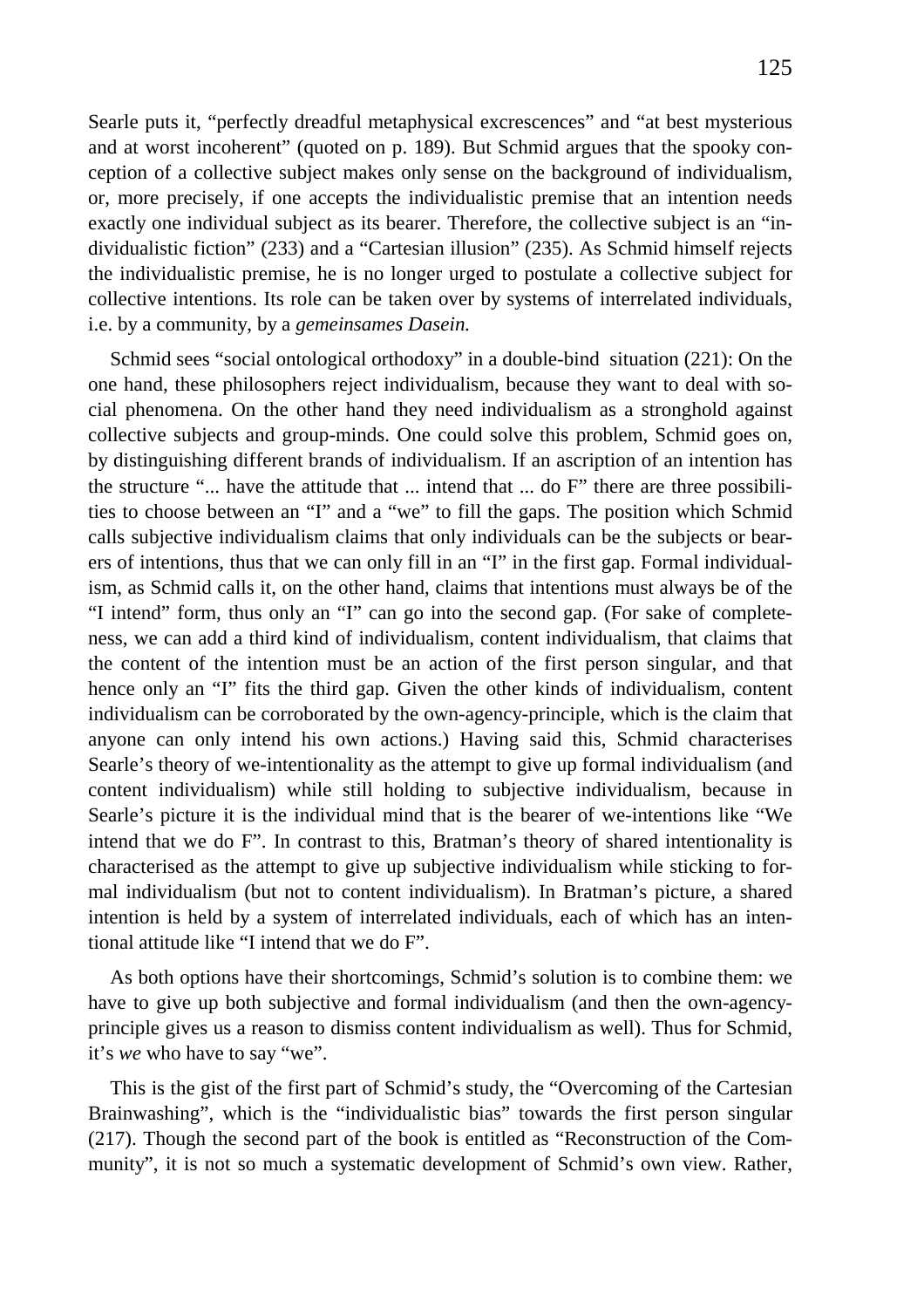Searle puts it, "perfectly dreadful metaphysical excrescences" and "at best mysterious and at worst incoherent" (quoted on p. 189). But Schmid argues that the spooky conception of a collective subject makes only sense on the background of individualism, or, more precisely, if one accepts the individualistic premise that an intention needs exactly one individual subject as its bearer. Therefore, the collective subject is an "individualistic fiction" (233) and a "Cartesian illusion" (235). As Schmid himself rejects the individualistic premise, he is no longer urged to postulate a collective subject for collective intentions. Its role can be taken over by systems of interrelated individuals, i.e. by a community, by a *gemeinsames Dasein.*

Schmid sees "social ontological orthodoxy" in a double-bind situation (221): On the one hand, these philosophers reject individualism, because they want to deal with social phenomena. On the other hand they need individualism as a stronghold against collective subjects and group-minds. One could solve this problem, Schmid goes on, by distinguishing different brands of individualism. If an ascription of an intention has the structure "... have the attitude that ... intend that ... do F" there are three possibilities to choose between an "I" and a "we" to fill the gaps. The position which Schmid calls subjective individualism claims that only individuals can be the subjects or bearers of intentions, thus that we can only fill in an "I" in the first gap. Formal individualism, as Schmid calls it, on the other hand, claims that intentions must always be of the "I intend" form, thus only an "I" can go into the second gap. (For sake of completeness, we can add a third kind of individualism, content individualism, that claims that the content of the intention must be an action of the first person singular, and that hence only an "I" fits the third gap. Given the other kinds of individualism, content individualism can be corroborated by the own-agency-principle, which is the claim that anyone can only intend his own actions.) Having said this, Schmid characterises Searle's theory of we-intentionality as the attempt to give up formal individualism (and content individualism) while still holding to subjective individualism, because in Searle's picture it is the individual mind that is the bearer of we-intentions like "We intend that we do F". In contrast to this, Bratman's theory of shared intentionality is characterised as the attempt to give up subjective individualism while sticking to formal individualism (but not to content individualism). In Bratman's picture, a shared intention is held by a system of interrelated individuals, each of which has an intentional attitude like "I intend that we do F".

As both options have their shortcomings, Schmid's solution is to combine them: we have to give up both subjective and formal individualism (and then the own-agency-principle gives us a reason to dismiss content individualism as well). Thus for Schmid, it's *we* who have to say "we".

This is the gist of the first part of Schmid's study, the "Overcoming of the Cartesian Brainwashing", which is the "individualistic bias" towards the first person singular (217). Though the second part of the book is entitled as "Reconstruction of the Community", it is not so much a systematic development of Schmid's own view. Rather,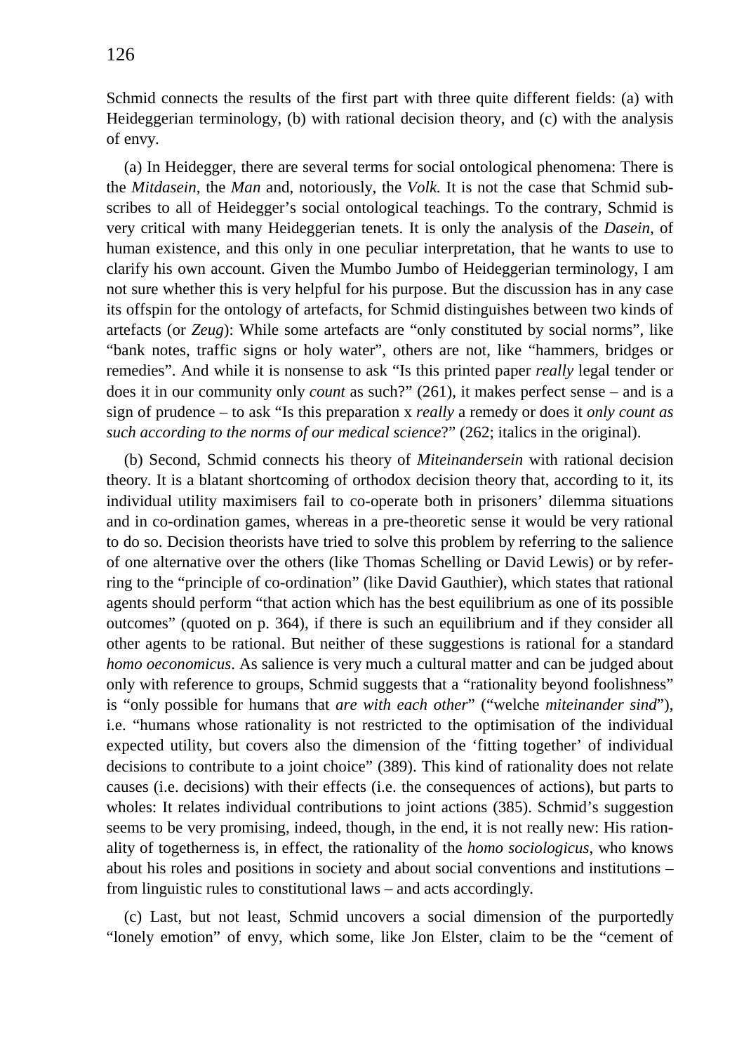Schmid connects the results of the first part with three quite different fields: (a) with Heideggerian terminology, (b) with rational decision theory, and (c) with the analysis of envy.

(a) In Heidegger, there are several terms for social ontological phenomena: There is the *Mitdasein,* the *Man* and, notoriously, the *Volk.* It is not the case that Schmid subscribes to all of Heidegger's social ontological teachings. To the contrary, Schmid is very critical with many Heideggerian tenets. It is only the analysis of the *Dasein*, of human existence, and this only in one peculiar interpretation, that he wants to use to clarify his own account. Given the Mumbo Jumbo of Heideggerian terminology, I am not sure whether this is very helpful for his purpose. But the discussion has in any case its offspin for the ontology of artefacts, for Schmid distinguishes between two kinds of artefacts (or *Zeug*): While some artefacts are "only constituted by social norms", like "bank notes, traffic signs or holy water", others are not, like "hammers, bridges or remedies". And while it is nonsense to ask "Is this printed paper *really* legal tender or does it in our community only *count* as such?" (261), it makes perfect sense – and is a sign of prudence – to ask "Is this preparation x *really* a remedy or does it *only count as such according to the norms of our medical science*?" (262; italics in the original).

(b) Second, Schmid connects his theory of *Miteinandersein* with rational decision theory. It is a blatant shortcoming of orthodox decision theory that, according to it, its individual utility maximisers fail to co-operate both in prisoners' dilemma situations and in co-ordination games, whereas in a pre-theoretic sense it would be very rational to do so. Decision theorists have tried to solve this problem by referring to the salience of one alternative over the others (like Thomas Schelling or David Lewis) or by referring to the "principle of co-ordination" (like David Gauthier), which states that rational agents should perform "that action which has the best equilibrium as one of its possible outcomes" (quoted on p. 364), if there is such an equilibrium and if they consider all other agents to be rational. But neither of these suggestions is rational for a standard *homo oeconomicus*. As salience is very much a cultural matter and can be judged about only with reference to groups, Schmid suggests that a "rationality beyond foolishness" is "only possible for humans that *are with each other*" ("welche *miteinander sind*"), i.e. "humans whose rationality is not restricted to the optimisation of the individual expected utility, but covers also the dimension of the 'fitting together' of individual decisions to contribute to a joint choice" (389). This kind of rationality does not relate causes (i.e. decisions) with their effects (i.e. the consequences of actions), but parts to wholes: It relates individual contributions to joint actions (385). Schmid's suggestion seems to be very promising, indeed, though, in the end, it is not really new: His rationality of togetherness is, in effect, the rationality of the *homo sociologicus*, who knows about his roles and positions in society and about social conventions and institutions – from linguistic rules to constitutional laws – and acts accordingly.

(c) Last, but not least, Schmid uncovers a social dimension of the purportedly "lonely emotion" of envy, which some, like Jon Elster, claim to be the "cement of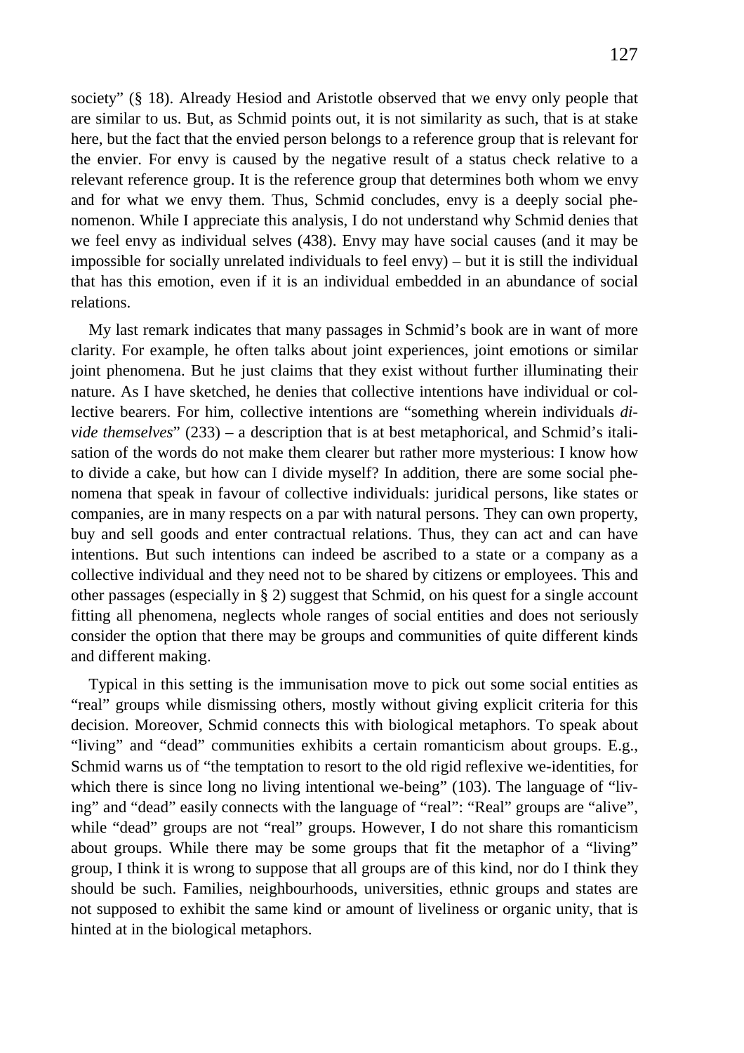society" (§ 18). Already Hesiod and Aristotle observed that we envy only people that are similar to us. But, as Schmid points out, it is not similarity as such, that is at stake here, but the fact that the envied person belongs to a reference group that is relevant for the envier. For envy is caused by the negative result of a status check relative to a relevant reference group. It is the reference group that determines both whom we envy and for what we envy them. Thus, Schmid concludes, envy is a deeply social phenomenon. While I appreciate this analysis, I do not understand why Schmid denies that we feel envy as individual selves (438). Envy may have social causes (and it may be impossible for socially unrelated individuals to feel envy) – but it is still the individual that has this emotion, even if it is an individual embedded in an abundance of social relations.

My last remark indicates that many passages in Schmid's book are in want of more clarity. For example, he often talks about joint experiences, joint emotions or similar joint phenomena. But he just claims that they exist without further illuminating their nature. As I have sketched, he denies that collective intentions have individual or collective bearers. For him, collective intentions are "something wherein individuals *divide themselves*" (233) – a description that is at best metaphorical, and Schmid's italisation of the words do not make them clearer but rather more mysterious: I know how to divide a cake, but how can I divide myself? In addition, there are some social phenomena that speak in favour of collective individuals: juridical persons, like states or companies, are in many respects on a par with natural persons. They can own property, buy and sell goods and enter contractual relations. Thus, they can act and can have intentions. But such intentions can indeed be ascribed to a state or a company as a collective individual and they need not to be shared by citizens or employees. This and other passages (especially in § 2) suggest that Schmid, on his quest for a single account fitting all phenomena, neglects whole ranges of social entities and does not seriously consider the option that there may be groups and communities of quite different kinds and different making.

Typical in this setting is the immunisation move to pick out some social entities as "real" groups while dismissing others, mostly without giving explicit criteria for this decision. Moreover, Schmid connects this with biological metaphors. To speak about "living" and "dead" communities exhibits a certain romanticism about groups. E.g., Schmid warns us of "the temptation to resort to the old rigid reflexive we-identities, for which there is since long no living intentional we-being" (103). The language of "living" and "dead" easily connects with the language of "real": "Real" groups are "alive", while "dead" groups are not "real" groups. However, I do not share this romanticism about groups. While there may be some groups that fit the metaphor of a "living" group, I think it is wrong to suppose that all groups are of this kind, nor do I think they should be such. Families, neighbourhoods, universities, ethnic groups and states are not supposed to exhibit the same kind or amount of liveliness or organic unity, that is hinted at in the biological metaphors.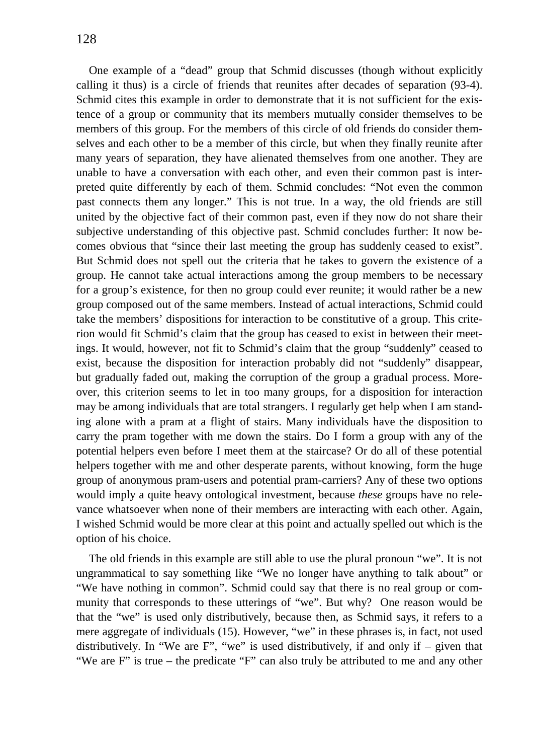One example of a "dead" group that Schmid discusses (though without explicitly calling it thus) is a circle of friends that reunites after decades of separation (93-4). Schmid cites this example in order to demonstrate that it is not sufficient for the existence of a group or community that its members mutually consider themselves to be members of this group. For the members of this circle of old friends do consider themselves and each other to be a member of this circle, but when they finally reunite after many years of separation, they have alienated themselves from one another. They are unable to have a conversation with each other, and even their common past is interpreted quite differently by each of them. Schmid concludes: "Not even the common past connects them any longer." This is not true. In a way, the old friends are still united by the objective fact of their common past, even if they now do not share their subjective understanding of this objective past. Schmid concludes further: It now becomes obvious that "since their last meeting the group has suddenly ceased to exist". But Schmid does not spell out the criteria that he takes to govern the existence of a group. He cannot take actual interactions among the group members to be necessary for a group's existence, for then no group could ever reunite; it would rather be a new group composed out of the same members. Instead of actual interactions, Schmid could take the members' dispositions for interaction to be constitutive of a group. This criterion would fit Schmid's claim that the group has ceased to exist in between their meetings. It would, however, not fit to Schmid's claim that the group "suddenly" ceased to exist, because the disposition for interaction probably did not "suddenly" disappear, but gradually faded out, making the corruption of the group a gradual process. Moreover, this criterion seems to let in too many groups, for a disposition for interaction may be among individuals that are total strangers. I regularly get help when I am standing alone with a pram at a flight of stairs. Many individuals have the disposition to carry the pram together with me down the stairs. Do I form a group with any of the potential helpers even before I meet them at the staircase? Or do all of these potential helpers together with me and other desperate parents, without knowing, form the huge group of anonymous pram-users and potential pram-carriers? Any of these two options would imply a quite heavy ontological investment, because *these* groups have no relevance whatsoever when none of their members are interacting with each other. Again, I wished Schmid would be more clear at this point and actually spelled out which is the option of his choice.

The old friends in this example are still able to use the plural pronoun "we". It is not ungrammatical to say something like "We no longer have anything to talk about" or "We have nothing in common". Schmid could say that there is no real group or community that corresponds to these utterings of "we". But why? One reason would be that the "we" is used only distributively, because then, as Schmid says, it refers to a mere aggregate of individuals (15). However, "we" in these phrases is, in fact, not used distributively. In "We are F", "we" is used distributively, if and only if – given that "We are F" is true – the predicate "F" can also truly be attributed to me and any other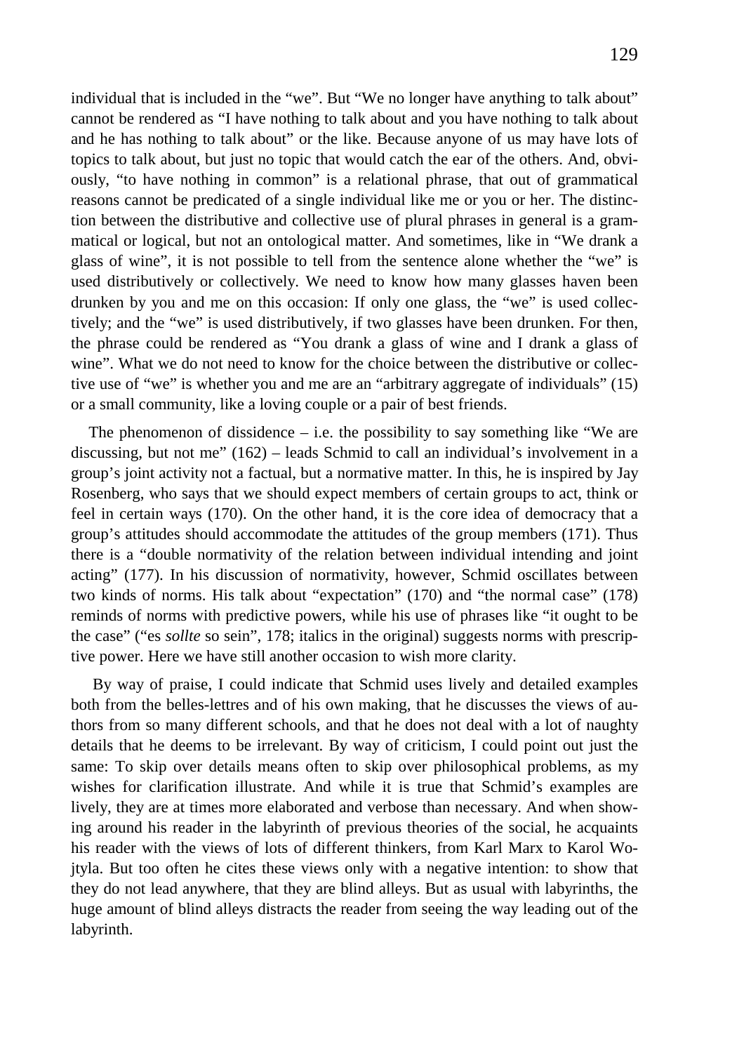individual that is included in the "we". But "We no longer have anything to talk about" cannot be rendered as "I have nothing to talk about and you have nothing to talk about and he has nothing to talk about" or the like. Because anyone of us may have lots of topics to talk about, but just no topic that would catch the ear of the others. And, obviously, "to have nothing in common" is a relational phrase, that out of grammatical reasons cannot be predicated of a single individual like me or you or her. The distinction between the distributive and collective use of plural phrases in general is a grammatical or logical, but not an ontological matter. And sometimes, like in "We drank a glass of wine", it is not possible to tell from the sentence alone whether the "we" is used distributively or collectively. We need to know how many glasses haven been drunken by you and me on this occasion: If only one glass, the "we" is used collectively; and the "we" is used distributively, if two glasses have been drunken. For then, the phrase could be rendered as "You drank a glass of wine and I drank a glass of wine". What we do not need to know for the choice between the distributive or collective use of "we" is whether you and me are an "arbitrary aggregate of individuals" (15) or a small community, like a loving couple or a pair of best friends.

The phenomenon of dissidence – i.e. the possibility to say something like "We are discussing, but not me" (162) – leads Schmid to call an individual's involvement in a group's joint activity not a factual, but a normative matter. In this, he is inspired by Jay Rosenberg, who says that we should expect members of certain groups to act, think or feel in certain ways (170). On the other hand, it is the core idea of democracy that a group's attitudes should accommodate the attitudes of the group members (171). Thus there is a "double normativity of the relation between individual intending and joint acting" (177). In his discussion of normativity, however, Schmid oscillates between two kinds of norms. His talk about "expectation" (170) and "the normal case" (178) reminds of norms with predictive powers, while his use of phrases like "it ought to be the case" ("es *sollte* so sein", 178; italics in the original) suggests norms with prescriptive power. Here we have still another occasion to wish more clarity.

By way of praise, I could indicate that Schmid uses lively and detailed examples both from the belles-lettres and of his own making, that he discusses the views of authors from so many different schools, and that he does not deal with a lot of naughty details that he deems to be irrelevant. By way of criticism, I could point out just the same: To skip over details means often to skip over philosophical problems, as my wishes for clarification illustrate. And while it is true that Schmid's examples are lively, they are at times more elaborated and verbose than necessary. And when showing around his reader in the labyrinth of previous theories of the social, he acquaints his reader with the views of lots of different thinkers, from Karl Marx to Karol Wojtyla. But too often he cites these views only with a negative intention: to show that they do not lead anywhere, that they are blind alleys. But as usual with labyrinths, the huge amount of blind alleys distracts the reader from seeing the way leading out of the labyrinth.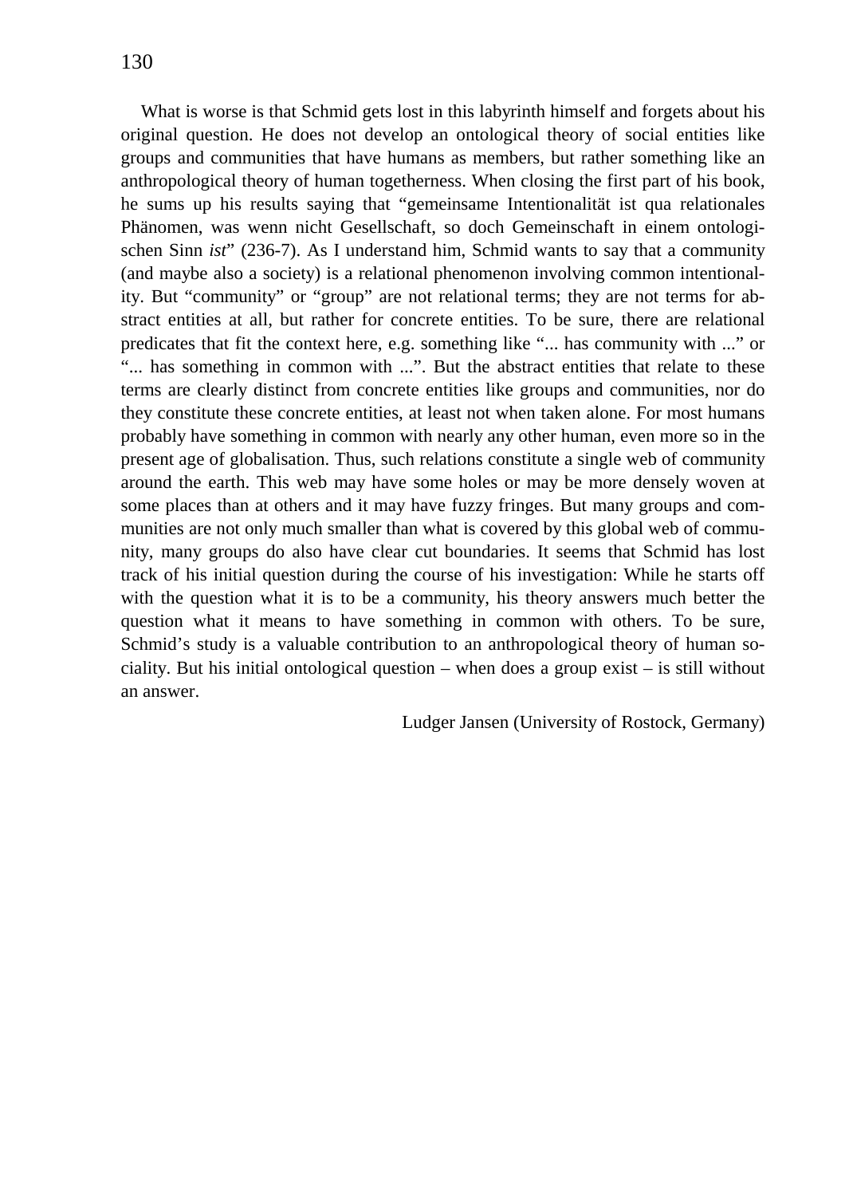What is worse is that Schmid gets lost in this labyrinth himself and forgets about his original question. He does not develop an ontological theory of social entities like groups and communities that have humans as members, but rather something like an anthropological theory of human togetherness. When closing the first part of his book, he sums up his results saying that "gemeinsame Intentionalität ist qua relationales Phänomen, was wenn nicht Gesellschaft, so doch Gemeinschaft in einem ontologischen Sinn *ist*" (236-7). As I understand him, Schmid wants to say that a community (and maybe also a society) is a relational phenomenon involving common intentionality. But "community" or "group" are not relational terms; they are not terms for abstract entities at all, but rather for concrete entities. To be sure, there are relational predicates that fit the context here, e.g. something like "... has community with ..." or "... has something in common with ...". But the abstract entities that relate to these terms are clearly distinct from concrete entities like groups and communities, nor do they constitute these concrete entities, at least not when taken alone. For most humans probably have something in common with nearly any other human, even more so in the present age of globalisation. Thus, such relations constitute a single web of community around the earth. This web may have some holes or may be more densely woven at some places than at others and it may have fuzzy fringes. But many groups and communities are not only much smaller than what is covered by this global web of community, many groups do also have clear cut boundaries. It seems that Schmid has lost track of his initial question during the course of his investigation: While he starts off with the question what it is to be a community, his theory answers much better the question what it means to have something in common with others. To be sure, Schmid's study is a valuable contribution to an anthropological theory of human sociality. But his initial ontological question – when does a group exist – is still without an answer.

Ludger Jansen (University of Rostock, Germany)